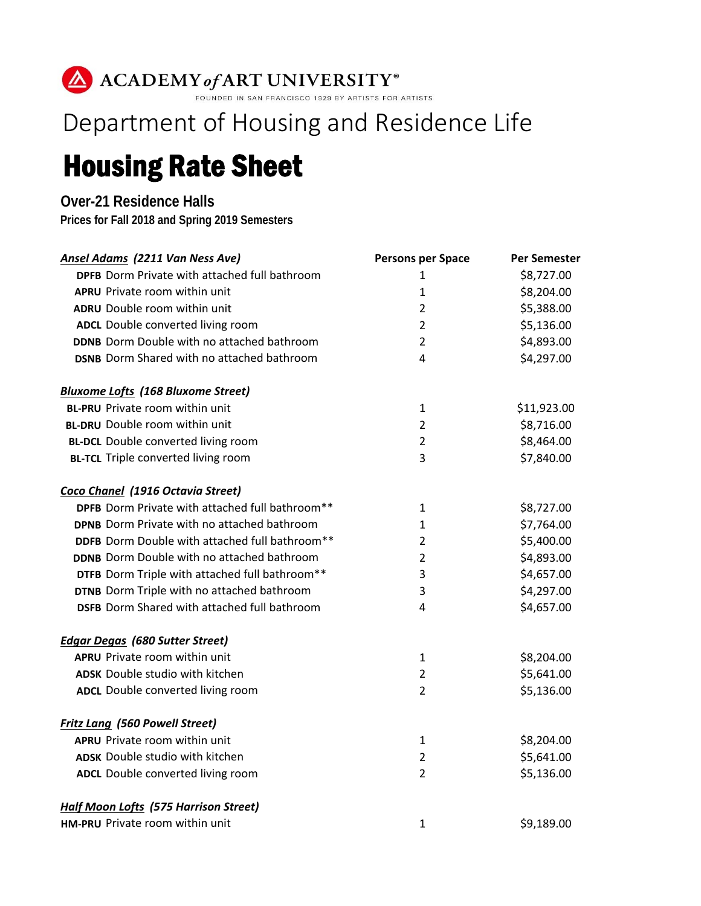ACADEMY *of* ART UNIVERSITY®

FOUNDED IN SAN FRANCISCO 1929 BY ARTISTS FOR ARTISTS

# Department of Housing and Residence Life

# Housing Rate Sheet

## Over-21 Residence Halls

**Prices for Fall 2018 and Spring 2019 Semesters**

| ***Ansel Adams*** ***(2211 Van Ness Ave)*** | **Persons per Space** | **Per Semester** |
|---|---|---|
| **DPFB** Dorm Private with attached full bathroom | 1 | $8,727.00 |
| **APRU** Private room within unit | 1 | $8,204.00 |
| **ADRU** Double room within unit | 2 | $5,388.00 |
| **ADCL** Double converted living room | 2 | $5,136.00 |
| **DDNB** Dorm Double with no attached bathroom | 2 | $4,893.00 |
| **DSNB** Dorm Shared with no attached bathroom | 4 | $4,297.00 |
| ***Bluxome Lofts*** ***(168 Bluxome Street)*** | | |
| **BL-PRU** Private room within unit | 1 | $11,923.00 |
| **BL-DRU** Double room within unit | 2 | $8,716.00 |
| **BL-DCL** Double converted living room | 2 | $8,464.00 |
| **BL-TCL** Triple converted living room | 3 | $7,840.00 |
| ***Coco Chanel*** ***(1916 Octavia Street)*** | | |
| **DPFB** Dorm Private with attached full bathroom** | 1 | $8,727.00 |
| **DPNB** Dorm Private with no attached bathroom | 1 | $7,764.00 |
| **DDFB** Dorm Double with attached full bathroom** | 2 | $5,400.00 |
| **DDNB** Dorm Double with no attached bathroom | 2 | $4,893.00 |
| **DTFB** Dorm Triple with attached full bathroom** | 3 | $4,657.00 |
| **DTNB** Dorm Triple with no attached bathroom | 3 | $4,297.00 |
| **DSFB** Dorm Shared with attached full bathroom | 4 | $4,657.00 |
| ***Edgar Degas*** ***(680 Sutter Street)*** | | |
| **APRU** Private room within unit | 1 | $8,204.00 |
| **ADSK** Double studio with kitchen | 2 | $5,641.00 |
| **ADCL** Double converted living room | 2 | $5,136.00 |
| ***Fritz Lang*** ***(560 Powell Street)*** | | |
| **APRU** Private room within unit | 1 | $8,204.00 |
| **ADSK** Double studio with kitchen | 2 | $5,641.00 |
| **ADCL** Double converted living room | 2 | $5,136.00 |
| ***Half Moon Lofts*** ***(575 Harrison Street)*** | | |
| **HM-PRU** Private room within unit | 1 | $9,189.00 |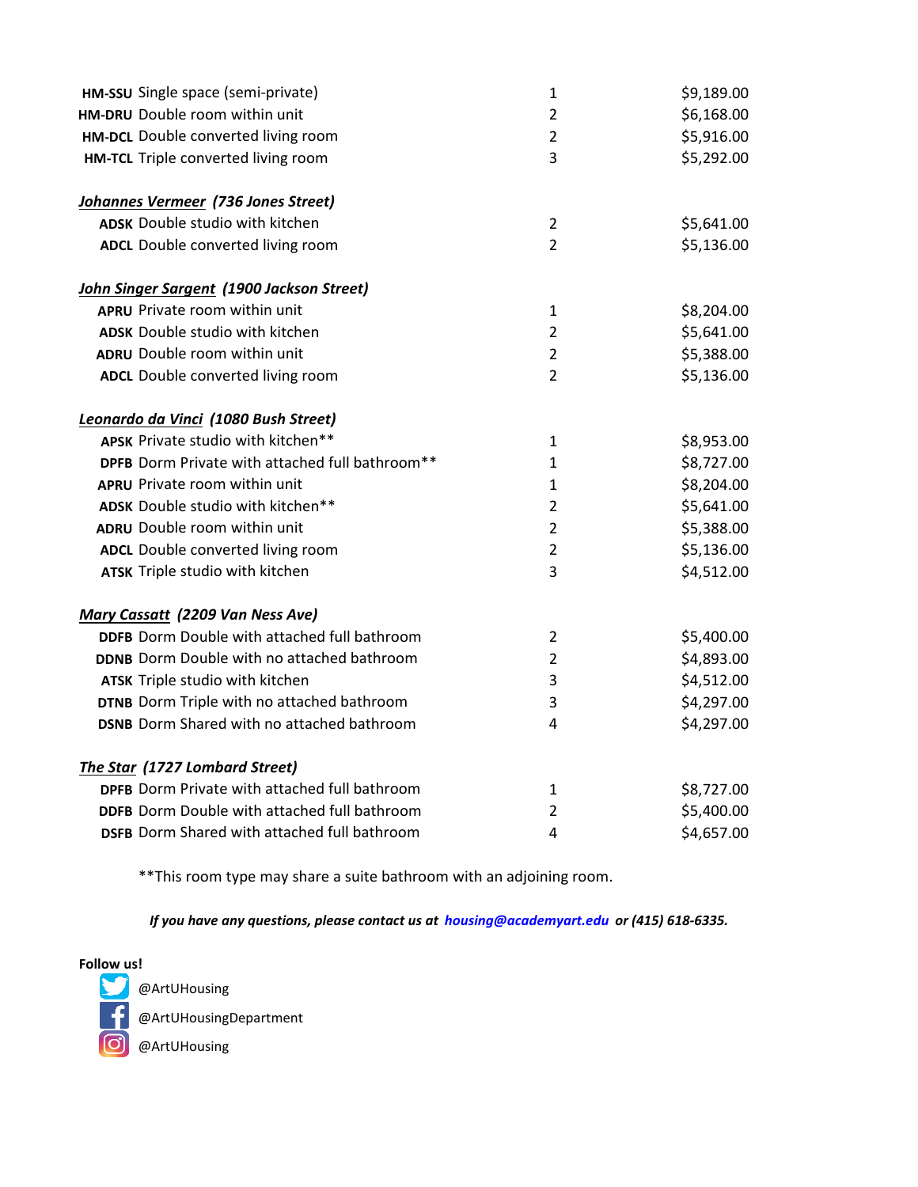| | | |
|---|---|---|
| **HM-SSU** Single space (semi-private) | 1 | $9,189.00 |
| **HM-DRU** Double room within unit | 2 | $6,168.00 |
| **HM-DCL** Double converted living room | 2 | $5,916.00 |
| **HM-TCL** Triple converted living room | 3 | $5,292.00 |

***Johannes Vermeer* (736 Jones Street)**

| | | |
|---|---|---|
| **ADSK** Double studio with kitchen | 2 | $5,641.00 |
| **ADCL** Double converted living room | 2 | $5,136.00 |

***John Singer Sargent* (1900 Jackson Street)**

| | | |
|---|---|---|
| **APRU** Private room within unit | 1 | $8,204.00 |
| **ADSK** Double studio with kitchen | 2 | $5,641.00 |
| **ADRU** Double room within unit | 2 | $5,388.00 |
| **ADCL** Double converted living room | 2 | $5,136.00 |

***Leonardo da Vinci* (1080 Bush Street)**

| | | |
|---|---|---|
| **APSK** Private studio with kitchen** | 1 | $8,953.00 |
| **DPFB** Dorm Private with attached full bathroom** | 1 | $8,727.00 |
| **APRU** Private room within unit | 1 | $8,204.00 |
| **ADSK** Double studio with kitchen** | 2 | $5,641.00 |
| **ADRU** Double room within unit | 2 | $5,388.00 |
| **ADCL** Double converted living room | 2 | $5,136.00 |
| **ATSK** Triple studio with kitchen | 3 | $4,512.00 |

***Mary Cassatt* (2209 Van Ness Ave)**

| | | |
|---|---|---|
| **DDFB** Dorm Double with attached full bathroom | 2 | $5,400.00 |
| **DDNB** Dorm Double with no attached bathroom | 2 | $4,893.00 |
| **ATSK** Triple studio with kitchen | 3 | $4,512.00 |
| **DTNB** Dorm Triple with no attached bathroom | 3 | $4,297.00 |
| **DSNB** Dorm Shared with no attached bathroom | 4 | $4,297.00 |

***The Star* (1727 Lombard Street)**

| | | |
|---|---|---|
| **DPFB** Dorm Private with attached full bathroom | 1 | $8,727.00 |
| **DDFB** Dorm Double with attached full bathroom | 2 | $5,400.00 |
| **DSFB** Dorm Shared with attached full bathroom | 4 | $4,657.00 |

**This room type may share a suite bathroom with an adjoining room.

***If you have any questions, please contact us at housing@academyart.edu or (415) 618-6335.***

**Follow us!**

@ArtUHousing

@ArtUHousingDepartment

@ArtUHousing